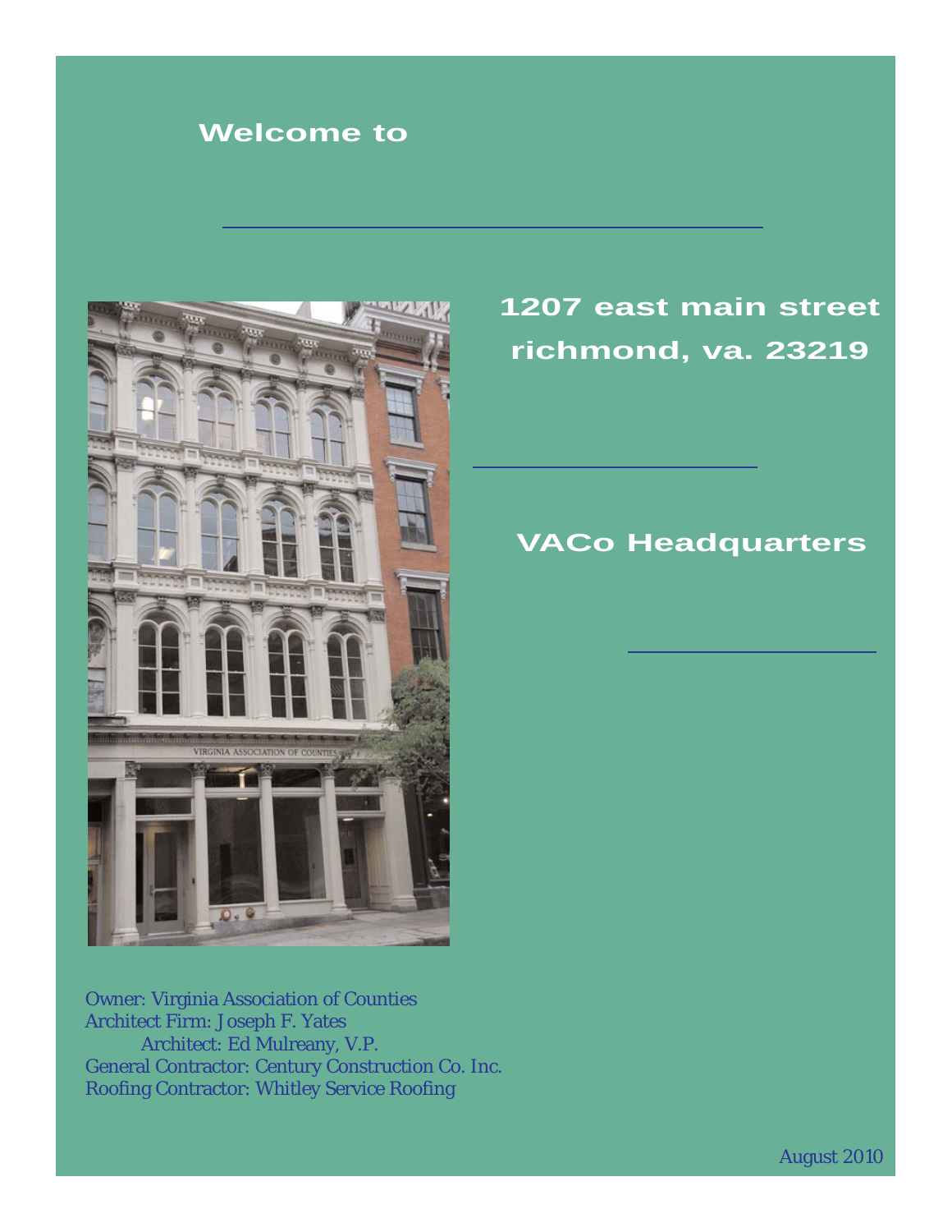**Welcome to**

## 1207 east main street
## richmond, va. 23219

## VACo Headquarters

Owner: Virginia Association of Counties
Architect Firm: Joseph F. Yates
    Architect: Ed Mulreany, V.P.
General Contractor: Century Construction Co. Inc.
Roofing Contractor: Whitley Service Roofing

August 2010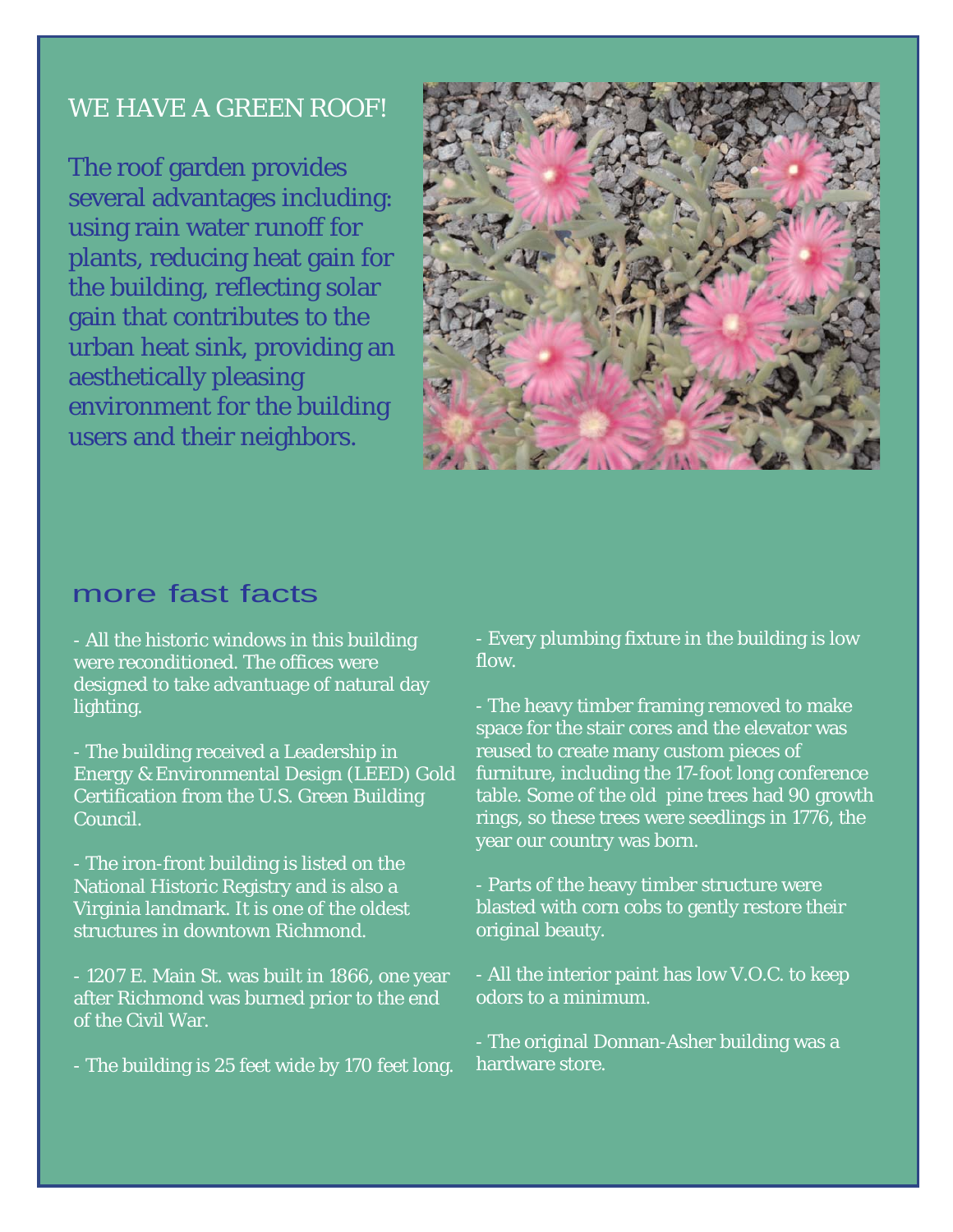## WE HAVE A GREEN ROOF!

The roof garden provides several advantages including: using rain water runoff for plants, reducing heat gain for the building, reflecting solar gain that contributes to the urban heat sink, providing an aesthetically pleasing environment for the building users and their neighbors.

## more fast facts

- All the historic windows in this building were reconditioned. The offices were designed to take advantuage of natural day lighting.

- The building received a Leadership in Energy & Environmental Design (LEED) Gold Certification from the U.S. Green Building Council.

- The iron-front building is listed on the National Historic Registry and is also a Virginia landmark. It is one of the oldest structures in downtown Richmond.

- 1207 E. Main St. was built in 1866, one year after Richmond was burned prior to the end of the Civil War.

- The building is 25 feet wide by 170 feet long.

- Every plumbing fixture in the building is low flow.

- The heavy timber framing removed to make space for the stair cores and the elevator was reused to create many custom pieces of furniture, including the 17-foot long conference table. Some of the old pine trees had 90 growth rings, so these trees were seedlings in 1776, the year our country was born.

- Parts of the heavy timber structure were blasted with corn cobs to gently restore their original beauty.

- All the interior paint has low V.O.C. to keep odors to a minimum.

- The original Donnan-Asher building was a hardware store.